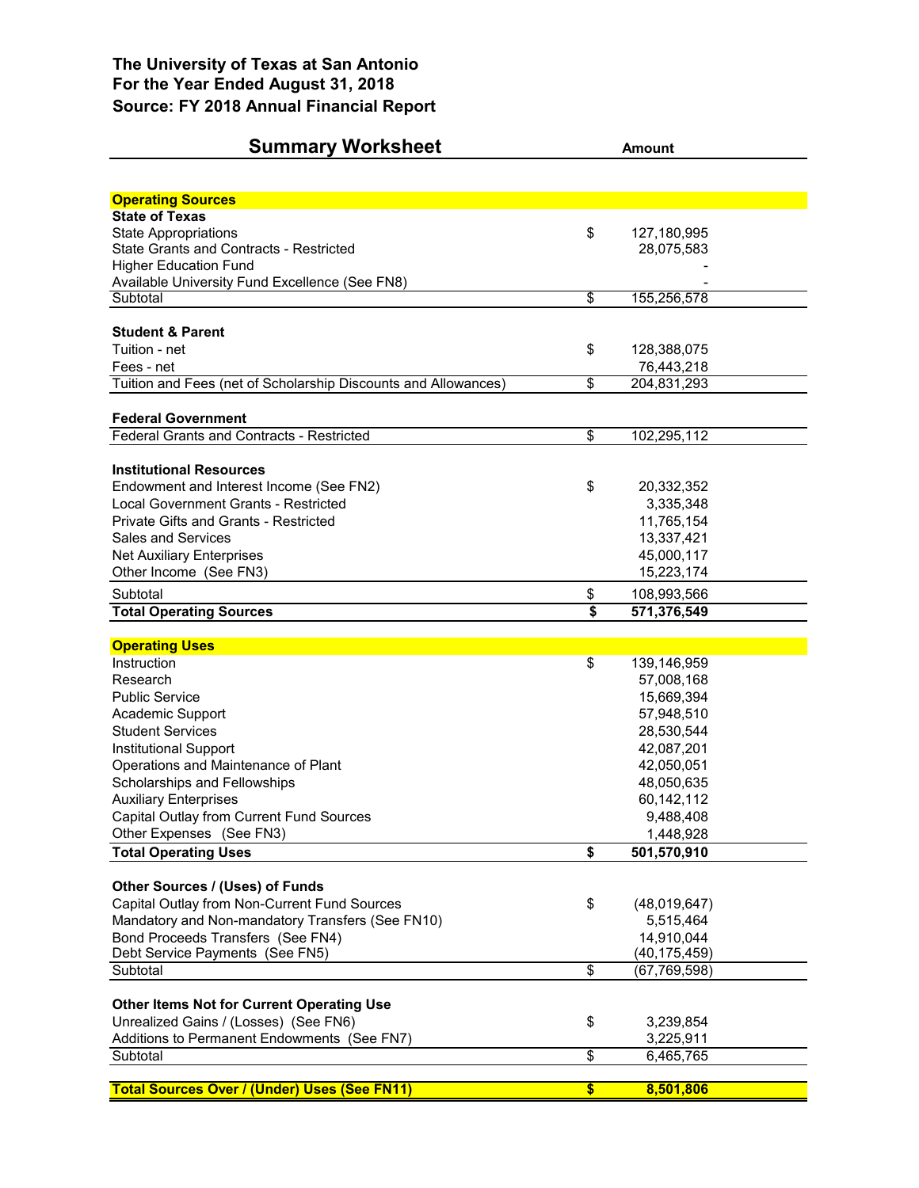# The University of Texas at San Antonio
## For the Year Ended August 31, 2018
## Source: FY 2018 Annual Financial Report

| Summary Worksheet | | Amount |
|---|---|---|
| **Operating Sources** | | |
| **State of Texas** | | |
| State Appropriations | $ | 127,180,995 |
| State Grants and Contracts - Restricted | | 28,075,583 |
| Higher Education Fund | | - |
| Available University Fund Excellence (See FN8) | | - |
| Subtotal | $ | 155,256,578 |
| | | |
| **Student & Parent** | | |
| Tuition - net | $ | 128,388,075 |
| Fees - net | | 76,443,218 |
| Tuition and Fees (net of Scholarship Discounts and Allowances) | $ | 204,831,293 |
| | | |
| **Federal Government** | | |
| Federal Grants and Contracts - Restricted | $ | 102,295,112 |
| | | |
| **Institutional Resources** | | |
| Endowment and Interest Income (See FN2) | $ | 20,332,352 |
| Local Government Grants - Restricted | | 3,335,348 |
| Private Gifts and Grants - Restricted | | 11,765,154 |
| Sales and Services | | 13,337,421 |
| Net Auxiliary Enterprises | | 45,000,117 |
| Other Income (See FN3) | | 15,223,174 |
| Subtotal | $ | 108,993,566 |
| **Total Operating Sources** | **$** | **571,376,549** |
| | | |
| **Operating Uses** | | |
| Instruction | $ | 139,146,959 |
| Research | | 57,008,168 |
| Public Service | | 15,669,394 |
| Academic Support | | 57,948,510 |
| Student Services | | 28,530,544 |
| Institutional Support | | 42,087,201 |
| Operations and Maintenance of Plant | | 42,050,051 |
| Scholarships and Fellowships | | 48,050,635 |
| Auxiliary Enterprises | | 60,142,112 |
| Capital Outlay from Current Fund Sources | | 9,488,408 |
| Other Expenses (See FN3) | | 1,448,928 |
| **Total Operating Uses** | **$** | **501,570,910** |
| | | |
| **Other Sources / (Uses) of Funds** | | |
| Capital Outlay from Non-Current Fund Sources | $ | (48,019,647) |
| Mandatory and Non-mandatory Transfers (See FN10) | | 5,515,464 |
| Bond Proceeds Transfers (See FN4) | | 14,910,044 |
| Debt Service Payments (See FN5) | | (40,175,459) |
| Subtotal | $ | (67,769,598) |
| | | |
| **Other Items Not for Current Operating Use** | | |
| Unrealized Gains / (Losses) (See FN6) | $ | 3,239,854 |
| Additions to Permanent Endowments (See FN7) | | 3,225,911 |
| Subtotal | $ | 6,465,765 |
| | | |
| **Total Sources Over / (Under) Uses (See FN11)** | **$** | **8,501,806** |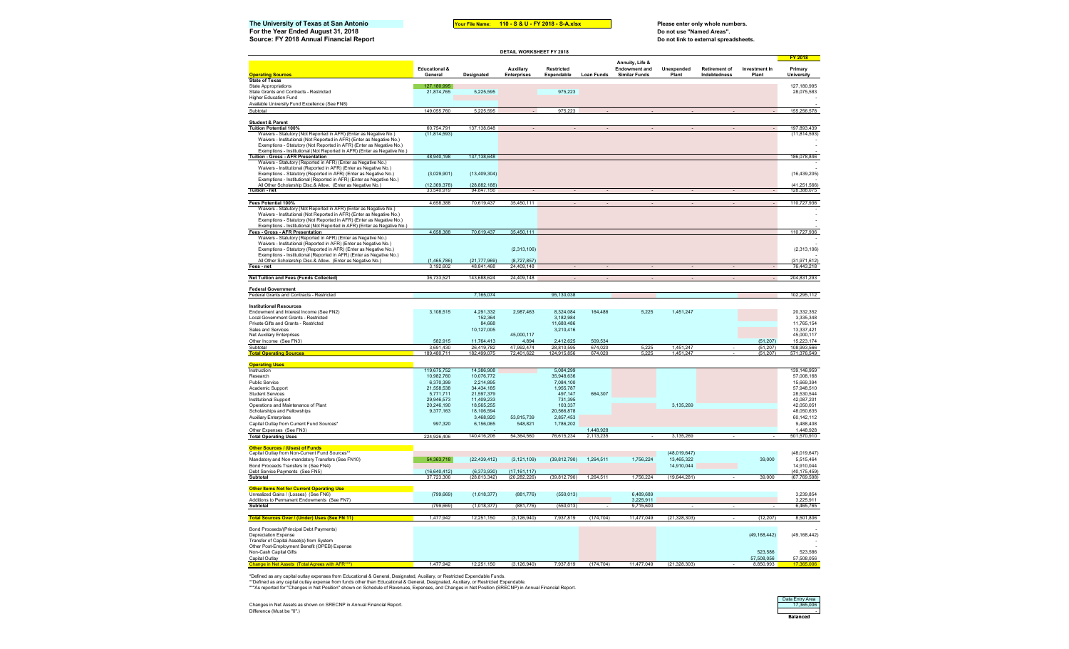**The University of Texas at San Antonio**
**For the Year Ended August 31, 2018**
**Source: FY 2018 Annual Financial Report**

**Your File Name: 110 - S & U - FY 2018 - S-A.xlsx**

**Please enter only whole numbers.**
**Do not use "Named Areas".**
**Do not link to external spreadsheets.**

**DETAIL WORKSHEET FY 2018**

| Operating Sources | Educational & General | Designated | Auxiliary Enterprises | Restricted Expendable | Loan Funds | Annuity, Life & Endowment and Similar Funds | Unexpended Plant | Retirement of Indebtedness | Investment In Plant | FY 2018 Primary University |
|---|---|---|---|---|---|---|---|---|---|---|
| **State of Texas** | | | | | | | | | | |
| State Appropriations | 127,180,995 | | | | | | | | | 127,180,995 |
| State Grants and Contracts - Restricted | 21,874,765 | 5,225,595 | | 975,223 | | | | | | 28,075,583 |
| Higher Education Fund | | | | | | | | | | - |
| Available University Fund Excellence (See FN8) | | | | | | | | | | - |
| Subtotal | 149,055,760 | 5,225,595 | - | 975,223 | - | - | - | - | - | 155,256,578 |
| **Student & Parent** | | | | | | | | | | |
| **Tuition Potential 100%** | 60,754,791 | 137,138,648 | - | - | - | - | - | - | - | 197,893,439 |
| Waivers - Statutory (Not Reported in AFR) (Enter as Negative No.) | (11,814,593) | | | | | | | | | (11,814,593) |
| Waivers - Institutional (Not Reported in AFR) (Enter as Negative No.) | | | | | | | | | | - |
| Exemptions - Statutory (Not Reported in AFR) (Enter as Negative No.) | | | | | | | | | | - |
| Exemptions - Institutional (Not Reported in AFR) (Enter as Negative No.) | | | | | | | | | | - |
| **Tuition - Gross - AFR Presentation** | 48,940,198 | 137,138,648 | | | | | | | | 186,078,846 |
| Waivers - Statutory (Reported in AFR) (Enter as Negative No.) | | | | | | | | | | - |
| Waivers - Institutional (Reported in AFR) (Enter as Negative No.) | | | | | | | | | | - |
| Exemptions - Statutory (Reported in AFR) (Enter as Negative No.) | (3,029,901) | (13,409,304) | | | | | | | | (16,439,205) |
| Exemptions - Institutional (Reported in AFR) (Enter as Negative No.) | | | | | | | | | | - |
| All Other Scholarship Disc.& Allow. (Enter as Negative No.) | (12,369,378) | (28,882,188) | | | | | | | | (41,251,566) |
| **Tuition - net** | 33,540,919 | 94,847,156 | - | - | - | - | - | - | - | 128,388,075 |
| **Fees Potential 100%** | 4,658,388 | 70,619,437 | 35,450,111 | - | - | - | - | - | - | 110,727,936 |
| Waivers - Statutory (Not Reported in AFR) (Enter as Negative No.) | | | | | | | | | | - |
| Waivers - Institutional (Not Reported in AFR) (Enter as Negative No.) | | | | | | | | | | - |
| Exemptions - Statutory (Not Reported in AFR) (Enter as Negative No.) | | | | | | | | | | - |
| Exemptions - Institutional (Not Reported in AFR) (Enter as Negative No.) | | | | | | | | | | - |
| **Fees - Gross - AFR Presentation** | 4,658,388 | 70,619,437 | 35,450,111 | | | | | | | 110,727,936 |
| Waivers - Statutory (Reported in AFR) (Enter as Negative No.) | | | | | | | | | | - |
| Waivers - Institutional (Reported in AFR) (Enter as Negative No.) | | | | | | | | | | - |
| Exemptions - Statutory (Reported in AFR) (Enter as Negative No.) | | | (2,313,106) | | | | | | | (2,313,106) |
| Exemptions - Institutional (Reported in AFR) (Enter as Negative No.) | | | | | | | | | | - |
| All Other Scholarship Disc.& Allow. (Enter as Negative No.) | (1,465,786) | (21,777,969) | (8,727,857) | | | | | | | (31,971,612) |
| **Fees - net** | 3,192,602 | 48,841,468 | 24,409,148 | - | - | - | - | - | - | 76,443,218 |
| **Net Tuition and Fees (Funds Collected)** | 36,733,521 | 143,688,624 | 24,409,148 | - | - | - | - | - | - | 204,831,293 |
| **Federal Government** | | | | | | | | | | |
| Federal Grants and Contracts - Restricted | | 7,165,074 | | 95,130,038 | | | | | | 102,295,112 |
| **Institutional Resources** | | | | | | | | | | |
| Endowment and Interest Income (See FN2) | 3,108,515 | 4,291,332 | 2,987,463 | 8,324,084 | 164,486 | 5,225 | 1,451,247 | | | 20,332,352 |
| Local Government Grants - Restricted | | 152,364 | | 3,182,984 | | | | | | 3,335,348 |
| Private Gifts and Grants - Restricted | | 84,668 | | 11,680,486 | | | | | | 11,765,154 |
| Sales and Services | | 10,127,005 | | 3,210,416 | | | | | | 13,337,421 |
| Net Auxiliary Enterprises | | | 45,000,117 | | | | | | | 45,000,117 |
| Other Income (See FN3) | 582,915 | 11,764,413 | 4,894 | 2,412,625 | 509,534 | | | | (51,207) | 15,223,174 |
| Subtotal | 3,691,430 | 26,419,782 | 47,992,474 | 28,810,595 | 674,020 | 5,225 | 1,451,247 | - | (51,207) | 108,993,566 |
| **Total Operating Sources** | 189,480,711 | 182,499,075 | 72,401,622 | 124,915,856 | 674,020 | 5,225 | 1,451,247 | - | (51,207) | 571,376,549 |
| **Operating Uses** | | | | | | | | | | |
| Instruction | 119,675,752 | 14,386,908 | | 5,084,299 | | | | | | 139,146,959 |
| Research | 10,982,760 | 10,076,772 | | 35,948,636 | | | | | | 57,008,168 |
| Public Service | 6,370,399 | 2,214,895 | | 7,084,100 | | | | | | 15,669,394 |
| Academic Support | 21,558,538 | 34,434,185 | | 1,955,787 | | | | | | 57,948,510 |
| Student Services | 5,771,711 | 21,597,379 | | 497,147 | 664,307 | | | | | 28,530,544 |
| Institutional Support | 29,946,573 | 11,409,233 | | 731,395 | | | | | | 42,087,201 |
| Operations and Maintenance of Plant | 20,246,190 | 18,565,255 | | 103,337 | | | 3,135,269 | | | 42,050,051 |
| Scholarships and Fellowships | 9,377,163 | 18,106,594 | | 20,566,878 | | | | | | 48,050,635 |
| Auxiliary Enterprises | | 3,468,920 | 53,815,739 | 2,857,453 | | | | | | 60,142,112 |
| Capital Outlay from Current Fund Sources* | 997,320 | 6,156,065 | 548,821 | 1,786,202 | | | | | | 9,488,408 |
| Other Expenses (See FN3) | | - | | | 1,448,928 | | | | | 1,448,928 |
| **Total Operating Uses** | 224,926,406 | 140,416,206 | 54,364,560 | 76,615,234 | 2,113,235 | - | 3,135,269 | - | - | 501,570,910 |
| **Other Sources / (Uses) of Funds** | | | | | | | | | | |
| Capital Outlay from Non-Current Fund Sources** | | | | | | | (48,019,647) | | | (48,019,647) |
| Mandatory and Non-mandatory Transfers (See FN10) | 54,363,718 | (22,439,412) | (3,121,109) | (39,812,790) | 1,264,511 | 1,756,224 | 13,465,322 | | 39,000 | 5,515,464 |
| Bond Proceeds Transfers In (See FN4) | | | | | | | 14,910,044 | | | 14,910,044 |
| Debt Service Payments (See FN5) | (16,640,412) | (6,373,930) | (17,161,117) | | | | | | | (40,175,459) |
| **Subtotal** | 37,723,306 | (28,813,342) | (20,282,226) | (39,812,790) | 1,264,511 | 1,756,224 | (19,644,281) | - | 39,000 | (67,769,598) |
| **Other Items Not for Current Operating Use** | | | | | | | | | | |
| Unrealized Gains / (Losses) (See FN6) | (799,669) | (1,018,377) | (881,776) | (550,013) | | 6,489,689 | | | | 3,239,854 |
| Additions to Permanent Endowments (See FN7) | | | | | | 3,225,911 | | | | 3,225,911 |
| **Subtotal** | (799,669) | (1,018,377) | (881,776) | (550,013) | - | 9,715,600 | - | - | - | 6,465,765 |
| **Total Sources Over / (Under) Uses (See FN 11)** | 1,477,942 | 12,251,150 | (3,126,940) | 7,937,819 | (174,704) | 11,477,049 | (21,328,303) | - | (12,207) | 8,501,806 |
| Bond Proceeds/(Principal Debt Payments) | | | | | | | | | | - |
| Depreciation Expense | | | | | | | | | (49,168,442) | (49,168,442) |
| Transfer of Capital Asset(s) from System | | | | | | | | | | - |
| Other Post-Employment Benefit (OPEB) Expense | | | | | | | | | | - |
| Non-Cash Capital Gifts | | | | | | | | | 523,586 | 523,586 |
| Capital Outlay | | | | | | | | | 57,508,056 | 57,508,056 |
| **Change in Net Assets (Total Agrees with AFR\*\*\*)** | 1,477,942 | 12,251,150 | (3,126,940) | 7,937,819 | (174,704) | 11,477,049 | (21,328,303) | - | 8,850,993 | 17,365,006 |

*Defined as any capital outlay expenses from Educational & General, Designated, Auxiliary, or Restricted Expendable Funds.
**Defined as any capital outlay expense from funds other than Educational & General, Designated, Auxiliary, or Restricted Expendable.
***As reported for "Changes in Net Position" shown on Schedule of Revenues, Expenses, and Changes in Net Position (SRECNP) in Annual Financial Report.

| | Data Entry Area |
|---|---|
| Changes in Net Assets as shown on SRECNP in Annual Financial Report. | 17,365,006 |
| Difference (Must be "0".) | - |
| | **Balanced** |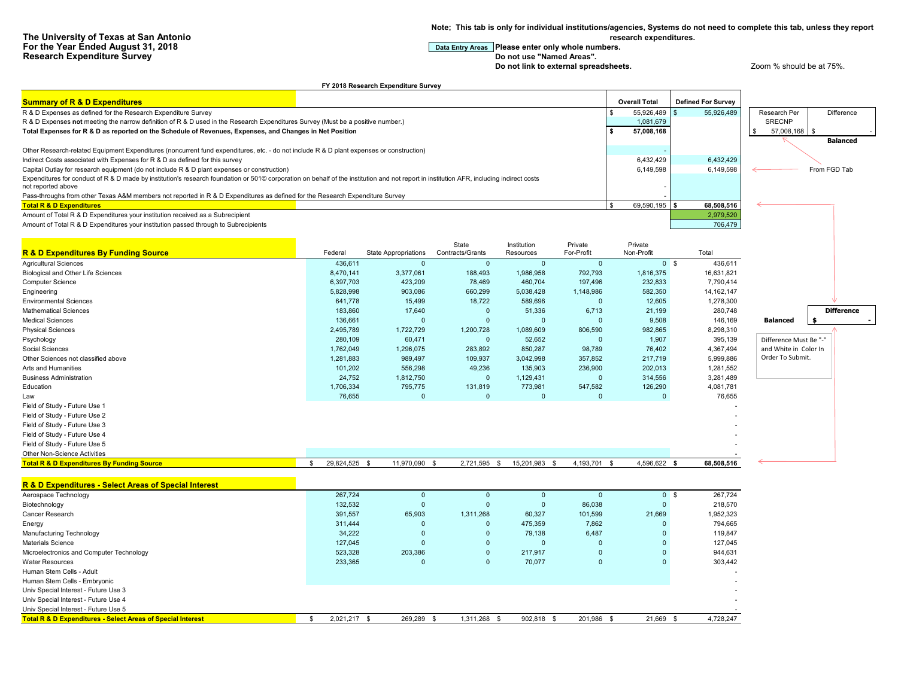**The University of Texas at San Antonio**
**For the Year Ended August 31, 2018**
**Research Expenditure Survey**

**Note; This tab is only for individual institutions/agencies, Systems do not need to complete this tab, unless they report research expenditures.**

Data Entry Areas **Please enter only whole numbers.**
**Do not use "Named Areas".**
**Do not link to external spreadsheets.**

Zoom % should be at 75%.

**FY 2018 Research Expenditure Survey**

| **Summary of R & D Expenditures** | **Overall Total** | **Defined For Survey** |
|---|---|---|
| R & D Expenses as defined for the Research Expenditure Survey | $ 55,926,489 | $ 55,926,489 |
| R & D Expenses **not** meeting the narrow definition of R & D used in the Research Expenditures Survey (Must be a positive number.) | 1,081,679 | |
| **Total Expenses for R & D as reported on the Schedule of Revenues, Expenses, and Changes in Net Position** | **$ 57,008,168** | |
| Other Research-related Equipment Expenditures (noncurrent fund expenditures, etc. - do not include R & D plant expenses or construction) | - | |
| Indirect Costs associated with Expenses for R & D as defined for this survey | 6,432,429 | 6,432,429 |
| Capital Outlay for research equipment (do not include R & D plant expenses or construction) | 6,149,598 | 6,149,598 |
| Expenditures for conduct of R & D made by institution's research foundation or 501© corporation on behalf of the institution and not report in institution AFR, including indirect costs not reported above | - | |
| Pass-throughs from other Texas A&M members not reported in R & D Expenditures as defined for the Research Expenditure Survey | - | |
| **Total R & D Expenditures** | $ 69,590,195 | **$ 68,508,516** |
| Amount of Total R & D Expenditures your institution received as a Subrecipient | | 2,979,520 |
| Amount of Total R & D Expenditures your institution passed through to Subrecipients | | 706,479 |

| Research Per SRECNP | Difference |
|---|---|
| $ 57,008,168 | $ - |
| | **Balanced** |

From FGD Tab

| **R & D Expenditures By Funding Source** | Federal | State Appropriations | State Contracts/Grants | Institution Resources | Private For-Profit | Private Non-Profit | Total |
|---|---|---|---|---|---|---|---|
| Agricultural Sciences | 436,611 | 0 | 0 | 0 | 0 | 0 | $ 436,611 |
| Biological and Other Life Sciences | 8,470,141 | 3,377,061 | 188,493 | 1,986,958 | 792,793 | 1,816,375 | 16,631,821 |
| Computer Science | 6,397,703 | 423,209 | 78,469 | 460,704 | 197,496 | 232,833 | 7,790,414 |
| Engineering | 5,828,998 | 903,086 | 660,299 | 5,038,428 | 1,148,986 | 582,350 | 14,162,147 |
| Environmental Sciences | 641,778 | 15,499 | 18,722 | 589,696 | 0 | 12,605 | 1,278,300 |
| Mathematical Sciences | 183,860 | 17,640 | 0 | 51,336 | 6,713 | 21,199 | 280,748 |
| Medical Sciences | 136,661 | 0 | 0 | 0 | 0 | 9,508 | 146,169 |
| Physical Sciences | 2,495,789 | 1,722,729 | 1,200,728 | 1,089,609 | 806,590 | 982,865 | 8,298,310 |
| Psychology | 280,109 | 60,471 | 0 | 52,652 | 0 | 1,907 | 395,139 |
| Social Sciences | 1,762,049 | 1,296,075 | 283,892 | 850,287 | 98,789 | 76,402 | 4,367,494 |
| Other Sciences not classified above | 1,281,883 | 989,497 | 109,937 | 3,042,998 | 357,852 | 217,719 | 5,999,886 |
| Arts and Humanities | 101,202 | 556,298 | 49,236 | 135,903 | 236,900 | 202,013 | 1,281,552 |
| Business Administration | 24,752 | 1,812,750 | 0 | 1,129,431 | 0 | 314,556 | 3,281,489 |
| Education | 1,706,334 | 795,775 | 131,819 | 773,981 | 547,582 | 126,290 | 4,081,781 |
| Law | 76,655 | 0 | 0 | 0 | 0 | 0 | 76,655 |
| Field of Study - Future Use 1 | | | | | | | - |
| Field of Study - Future Use 2 | | | | | | | - |
| Field of Study - Future Use 3 | | | | | | | - |
| Field of Study - Future Use 4 | | | | | | | - |
| Field of Study - Future Use 5 | | | | | | | - |
| Other Non-Science Activities | | | | | | | - |
| **Total R & D Expenditures By Funding Source** | $ 29,824,525 | $ 11,970,090 | $ 2,721,595 | $ 15,201,983 | $ 4,193,701 | $ 4,596,622 | **$ 68,508,516** |

| **Balanced** | **Difference** |
|---|---|
| | **$ -** |

Difference Must Be "-" and White in Color In Order To Submit.

| **R & D Expenditures - Select Areas of Special Interest** | Federal | State Appropriations | State Contracts/Grants | Institution Resources | Private For-Profit | Private Non-Profit | Total |
|---|---|---|---|---|---|---|---|
| Aerospace Technology | 267,724 | 0 | 0 | 0 | 0 | 0 | $ 267,724 |
| Biotechnology | 132,532 | 0 | 0 | 0 | 86,038 | 0 | 218,570 |
| Cancer Research | 391,557 | 65,903 | 1,311,268 | 60,327 | 101,599 | 21,669 | 1,952,323 |
| Energy | 311,444 | 0 | 0 | 475,359 | 7,862 | 0 | 794,665 |
| Manufacturing Technology | 34,222 | 0 | 0 | 79,138 | 6,487 | 0 | 119,847 |
| Materials Science | 127,045 | 0 | 0 | 0 | 0 | 0 | 127,045 |
| Microelectronics and Computer Technology | 523,328 | 203,386 | 0 | 217,917 | 0 | 0 | 944,631 |
| Water Resources | 233,365 | 0 | 0 | 70,077 | 0 | 0 | 303,442 |
| Human Stem Cells - Adult | | | | | | | - |
| Human Stem Cells - Embryonic | | | | | | | - |
| Univ Special Interest - Future Use 3 | | | | | | | - |
| Univ Special Interest - Future Use 4 | | | | | | | - |
| Univ Special Interest - Future Use 5 | | | | | | | - |
| **Total R & D Expenditures - Select Areas of Special Interest** | $ 2,021,217 | $ 269,289 | $ 1,311,268 | $ 902,818 | $ 201,986 | $ 21,669 | $ 4,728,247 |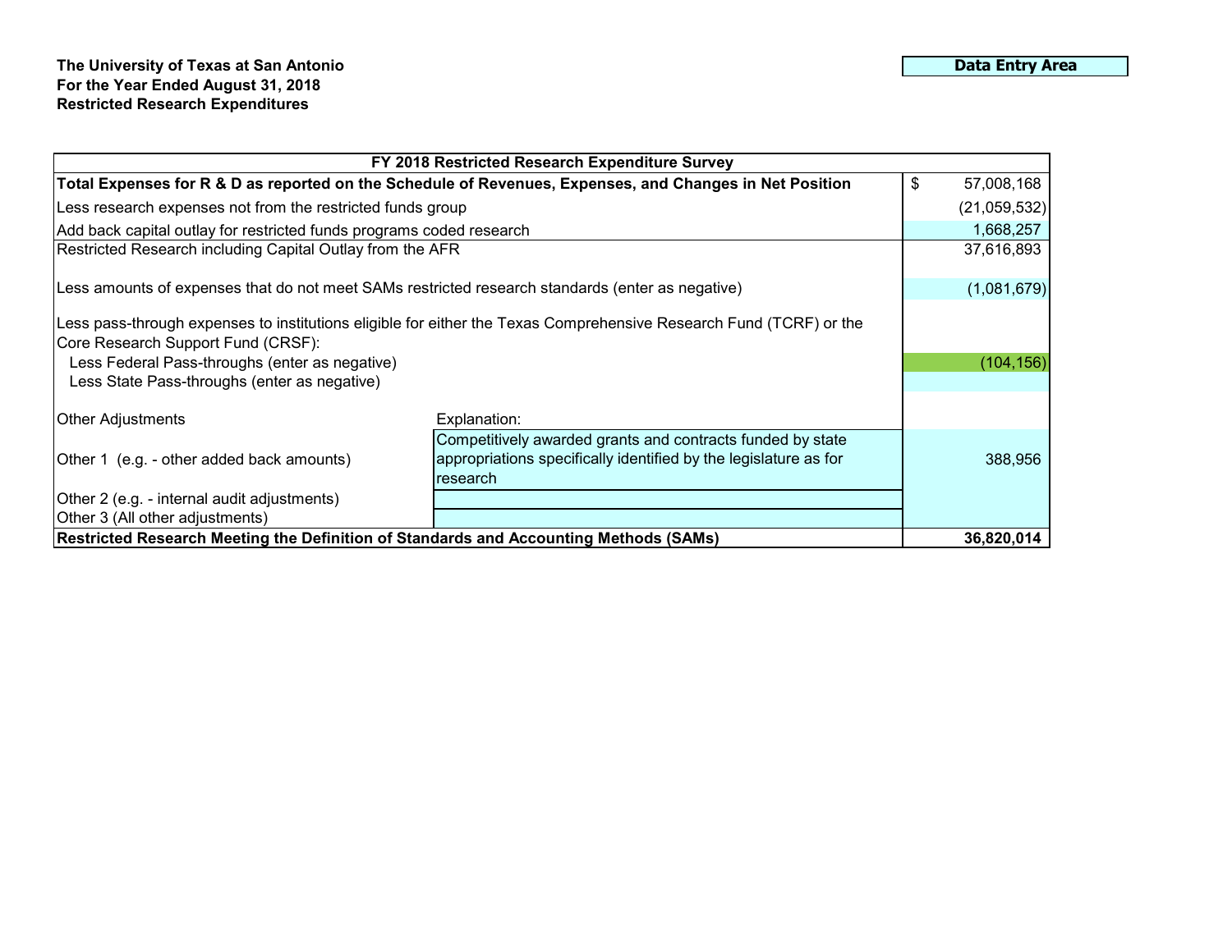**The University of Texas at San Antonio**
**For the Year Ended August 31, 2018**
**Restricted Research Expenditures**

**Data Entry Area**

| **FY 2018 Restricted Research Expenditure Survey** | | |
|---|---|---|
| **Total Expenses for R & D as reported on the Schedule of Revenues, Expenses, and Changes in Net Position** | | $ 57,008,168 |
| Less research expenses not from the restricted funds group | | (21,059,532) |
| Add back capital outlay for restricted funds programs coded research | | 1,668,257 |
| Restricted Research including Capital Outlay from the AFR | | 37,616,893 |
| Less amounts of expenses that do not meet SAMs restricted research standards (enter as negative) | | (1,081,679) |
| Less pass-through expenses to institutions eligible for either the Texas Comprehensive Research Fund (TCRF) or the Core Research Support Fund (CRSF): | | |
| Less Federal Pass-throughs (enter as negative) | | (104,156) |
| Less State Pass-throughs (enter as negative) | | |
| Other Adjustments | Explanation: | |
| Other 1 (e.g. - other added back amounts) | Competitively awarded grants and contracts funded by state appropriations specifically identified by the legislature as for research | 388,956 |
| Other 2 (e.g. - internal audit adjustments) | | |
| Other 3 (All other adjustments) | | |
| **Restricted Research Meeting the Definition of Standards and Accounting Methods (SAMs)** | | **36,820,014** |